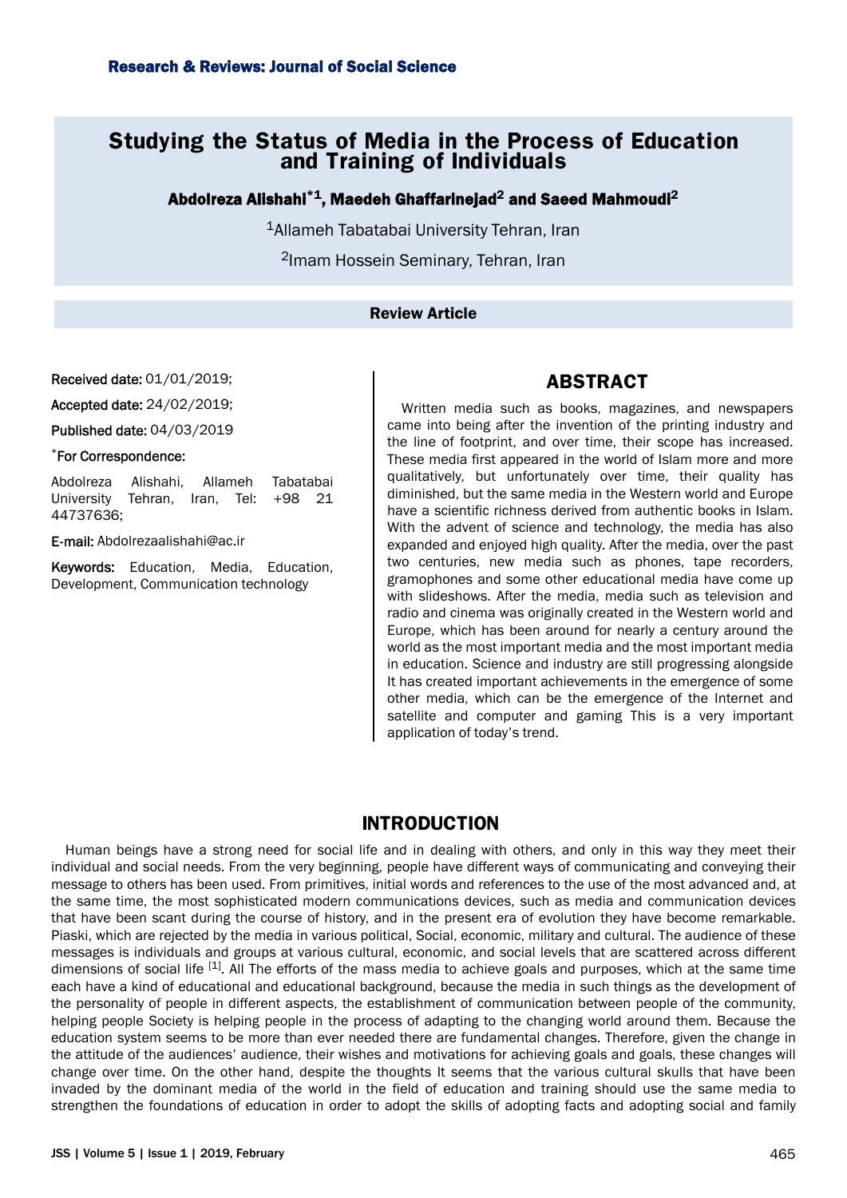# Studying the Status of Media in the Process of Education and Training of Individuals

**Abdolreza Alishahi*[1], Maedeh Ghaffarinejad[2] and Saeed Mahmoudi[2]**

[1]Allameh Tabatabai University Tehran, Iran

[2]Imam Hossein Seminary, Tehran, Iran

**Review Article**

**Received date:** 01/01/2019;

**Accepted date:** 24/02/2019;

**Published date:** 04/03/2019

***For Correspondence:**

Abdolreza Alishahi, Allameh Tabatabai University Tehran, Iran, Tel: +98 21 44737636;

**E-mail:** Abdolrezaalishahi@ac.ir

**Keywords:** Education, Media, Education, Development, Communication technology

## ABSTRACT

Written media such as books, magazines, and newspapers came into being after the invention of the printing industry and the line of footprint, and over time, their scope has increased. These media first appeared in the world of Islam more and more qualitatively, but unfortunately over time, their quality has diminished, but the same media in the Western world and Europe have a scientific richness derived from authentic books in Islam. With the advent of science and technology, the media has also expanded and enjoyed high quality. After the media, over the past two centuries, new media such as phones, tape recorders, gramophones and some other educational media have come up with slideshows. After the media, media such as television and radio and cinema was originally created in the Western world and Europe, which has been around for nearly a century around the world as the most important media and the most important media in education. Science and industry are still progressing alongside It has created important achievements in the emergence of some other media, which can be the emergence of the Internet and satellite and computer and gaming This is a very important application of today's trend.

## INTRODUCTION

Human beings have a strong need for social life and in dealing with others, and only in this way they meet their individual and social needs. From the very beginning, people have different ways of communicating and conveying their message to others has been used. From primitives, initial words and references to the use of the most advanced and, at the same time, the most sophisticated modern communications devices, such as media and communication devices that have been scant during the course of history, and in the present era of evolution they have become remarkable. Piaski, which are rejected by the media in various political, Social, economic, military and cultural. The audience of these messages is individuals and groups at various cultural, economic, and social levels that are scattered across different dimensions of social life [1]. All The efforts of the mass media to achieve goals and purposes, which at the same time each have a kind of educational and educational background, because the media in such things as the development of the personality of people in different aspects, the establishment of communication between people of the community, helping people Society is helping people in the process of adapting to the changing world around them. Because the education system seems to be more than ever needed there are fundamental changes. Therefore, given the change in the attitude of the audiences' audience, their wishes and motivations for achieving goals and goals, these changes will change over time. On the other hand, despite the thoughts It seems that the various cultural skulls that have been invaded by the dominant media of the world in the field of education and training should use the same media to strengthen the foundations of education in order to adopt the skills of adopting facts and adopting social and family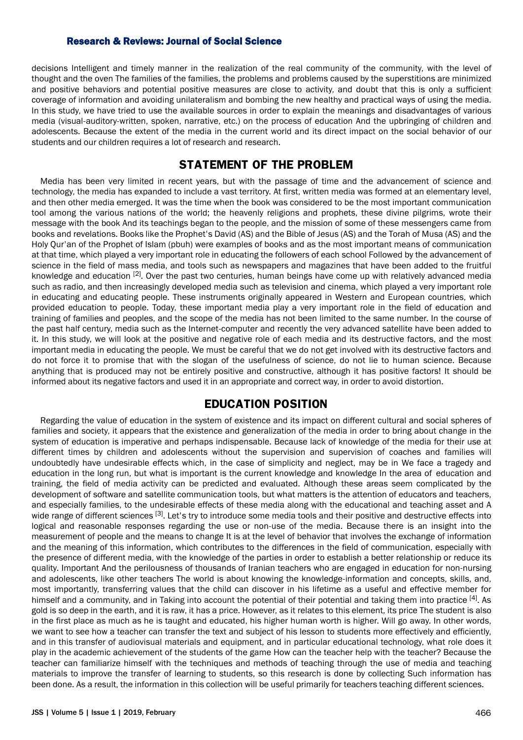decisions Intelligent and timely manner in the realization of the real community of the community, with the level of thought and the oven The families of the families, the problems and problems caused by the superstitions are minimized and positive behaviors and potential positive measures are close to activity, and doubt that this is only a sufficient coverage of information and avoiding unilateralism and bombing the new healthy and practical ways of using the media. In this study, we have tried to use the available sources in order to explain the meanings and disadvantages of various media (visual-auditory-written, spoken, narrative, etc.) on the process of education And the upbringing of children and adolescents. Because the extent of the media in the current world and its direct impact on the social behavior of our students and our children requires a lot of research and research.

## STATEMENT OF THE PROBLEM

Media has been very limited in recent years, but with the passage of time and the advancement of science and technology, the media has expanded to include a vast territory. At first, written media was formed at an elementary level, and then other media emerged. It was the time when the book was considered to be the most important communication tool among the various nations of the world; the heavenly religions and prophets, these divine pilgrims, wrote their message with the book And its teachings began to the people, and the mission of some of these messengers came from books and revelations. Books like the Prophet's David (AS) and the Bible of Jesus (AS) and the Torah of Musa (AS) and the Holy Qur'an of the Prophet of Islam (pbuh) were examples of books and as the most important means of communication at that time, which played a very important role in educating the followers of each school Followed by the advancement of science in the field of mass media, and tools such as newspapers and magazines that have been added to the fruitful knowledge and education [2]. Over the past two centuries, human beings have come up with relatively advanced media such as radio, and then increasingly developed media such as television and cinema, which played a very important role in educating and educating people. These instruments originally appeared in Western and European countries, which provided education to people. Today, these important media play a very important role in the field of education and training of families and peoples, and the scope of the media has not been limited to the same number. In the course of the past half century, media such as the Internet-computer and recently the very advanced satellite have been added to it. In this study, we will look at the positive and negative role of each media and its destructive factors, and the most important media in educating the people. We must be careful that we do not get involved with its destructive factors and do not force it to promise that with the slogan of the usefulness of science, do not lie to human science. Because anything that is produced may not be entirely positive and constructive, although it has positive factors! It should be informed about its negative factors and used it in an appropriate and correct way, in order to avoid distortion.

## EDUCATION POSITION

Regarding the value of education in the system of existence and its impact on different cultural and social spheres of families and society, it appears that the existence and generalization of the media in order to bring about change in the system of education is imperative and perhaps indispensable. Because lack of knowledge of the media for their use at different times by children and adolescents without the supervision and supervision of coaches and families will undoubtedly have undesirable effects which, in the case of simplicity and neglect, may be in We face a tragedy and education in the long run, but what is important is the current knowledge and knowledge In the area of education and training, the field of media activity can be predicted and evaluated. Although these areas seem complicated by the development of software and satellite communication tools, but what matters is the attention of educators and teachers, and especially families, to the undesirable effects of these media along with the educational and teaching asset and A wide range of different sciences [3]. Let's try to introduce some media tools and their positive and destructive effects into logical and reasonable responses regarding the use or non-use of the media. Because there is an insight into the measurement of people and the means to change It is at the level of behavior that involves the exchange of information and the meaning of this information, which contributes to the differences in the field of communication, especially with the presence of different media, with the knowledge of the parties in order to establish a better relationship or reduce its quality. Important And the perilousness of thousands of Iranian teachers who are engaged in education for non-nursing and adolescents, like other teachers The world is about knowing the knowledge-information and concepts, skills, and, most importantly, transferring values that the child can discover in his lifetime as a useful and effective member for himself and a community, and in Taking into account the potential of their potential and taking them into practice [4]. As gold is so deep in the earth, and it is raw, it has a price. However, as it relates to this element, its price The student is also in the first place as much as he is taught and educated, his higher human worth is higher. Will go away. In other words, we want to see how a teacher can transfer the text and subject of his lesson to students more effectively and efficiently, and in this transfer of audiovisual materials and equipment, and in particular educational technology, what role does it play in the academic achievement of the students of the game How can the teacher help with the teacher? Because the teacher can familiarize himself with the techniques and methods of teaching through the use of media and teaching materials to improve the transfer of learning to students, so this research is done by collecting Such information has been done. As a result, the information in this collection will be useful primarily for teachers teaching different sciences.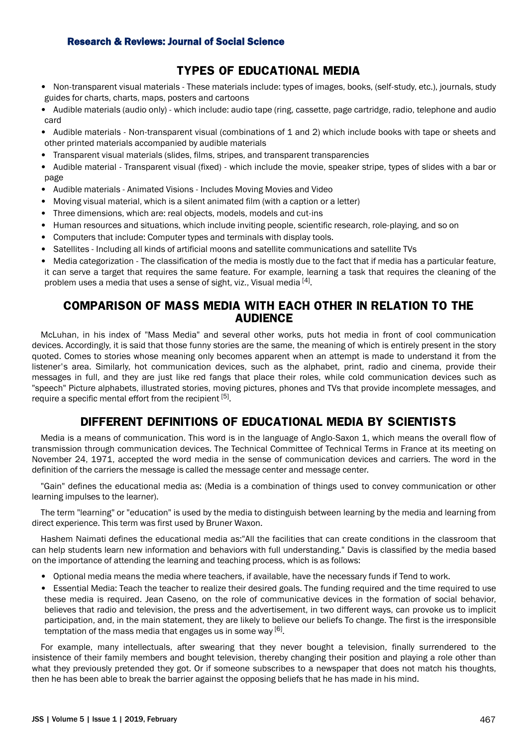## TYPES OF EDUCATIONAL MEDIA

- Non-transparent visual materials - These materials include: types of images, books, (self-study, etc.), journals, study guides for charts, charts, maps, posters and cartoons
- Audible materials (audio only) - which include: audio tape (ring, cassette, page cartridge, radio, telephone and audio card
- Audible materials - Non-transparent visual (combinations of 1 and 2) which include books with tape or sheets and other printed materials accompanied by audible materials
- Transparent visual materials (slides, films, stripes, and transparent transparencies
- Audible material - Transparent visual (fixed) - which include the movie, speaker stripe, types of slides with a bar or page
- Audible materials - Animated Visions - Includes Moving Movies and Video
- Moving visual material, which is a silent animated film (with a caption or a letter)
- Three dimensions, which are: real objects, models, models and cut-ins
- Human resources and situations, which include inviting people, scientific research, role-playing, and so on
- Computers that include: Computer types and terminals with display tools.
- Satellites - Including all kinds of artificial moons and satellite communications and satellite TVs
- Media categorization - The classification of the media is mostly due to the fact that if media has a particular feature, it can serve a target that requires the same feature. For example, learning a task that requires the cleaning of the problem uses a media that uses a sense of sight, viz., Visual media [4].

## COMPARISON OF MASS MEDIA WITH EACH OTHER IN RELATION TO THE AUDIENCE

McLuhan, in his index of "Mass Media" and several other works, puts hot media in front of cool communication devices. Accordingly, it is said that those funny stories are the same, the meaning of which is entirely present in the story quoted. Comes to stories whose meaning only becomes apparent when an attempt is made to understand it from the listener's area. Similarly, hot communication devices, such as the alphabet, print, radio and cinema, provide their messages in full, and they are just like red fangs that place their roles, while cold communication devices such as "speech" Picture alphabets, illustrated stories, moving pictures, phones and TVs that provide incomplete messages, and require a specific mental effort from the recipient [5].

## DIFFERENT DEFINITIONS OF EDUCATIONAL MEDIA BY SCIENTISTS

Media is a means of communication. This word is in the language of Anglo-Saxon 1, which means the overall flow of transmission through communication devices. The Technical Committee of Technical Terms in France at its meeting on November 24, 1971, accepted the word media in the sense of communication devices and carriers. The word in the definition of the carriers the message is called the message center and message center.

"Gain" defines the educational media as: (Media is a combination of things used to convey communication or other learning impulses to the learner).

The term "learning" or "education" is used by the media to distinguish between learning by the media and learning from direct experience. This term was first used by Bruner Waxon.

Hashem Naimati defines the educational media as:"All the facilities that can create conditions in the classroom that can help students learn new information and behaviors with full understanding." Davis is classified by the media based on the importance of attending the learning and teaching process, which is as follows:

- Optional media means the media where teachers, if available, have the necessary funds if Tend to work.
- Essential Media: Teach the teacher to realize their desired goals. The funding required and the time required to use these media is required. Jean Caseno, on the role of communicative devices in the formation of social behavior, believes that radio and television, the press and the advertisement, in two different ways, can provoke us to implicit participation, and, in the main statement, they are likely to believe our beliefs To change. The first is the irresponsible temptation of the mass media that engages us in some way [6].

For example, many intellectuals, after swearing that they never bought a television, finally surrendered to the insistence of their family members and bought television, thereby changing their position and playing a role other than what they previously pretended they got. Or if someone subscribes to a newspaper that does not match his thoughts, then he has been able to break the barrier against the opposing beliefs that he has made in his mind.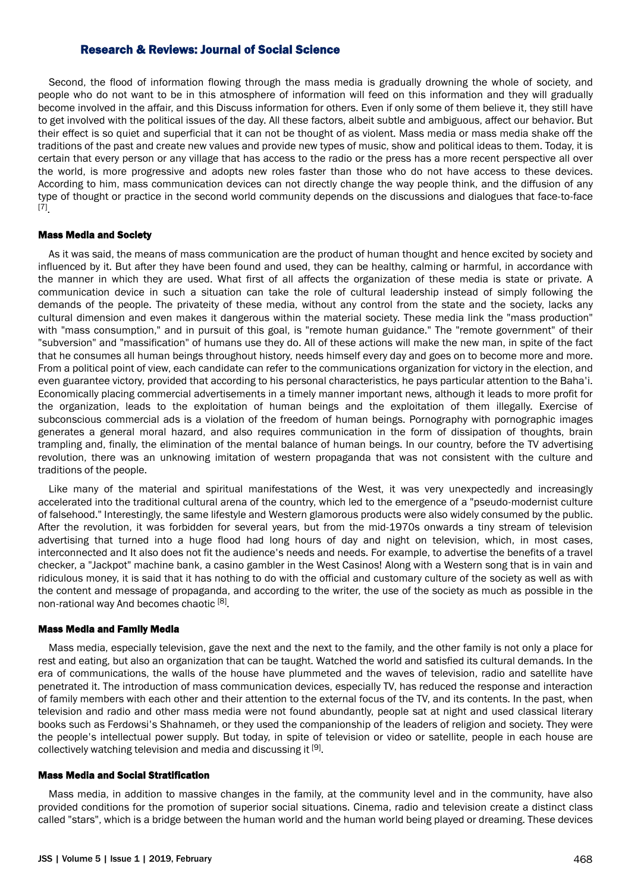Second, the flood of information flowing through the mass media is gradually drowning the whole of society, and people who do not want to be in this atmosphere of information will feed on this information and they will gradually become involved in the affair, and this Discuss information for others. Even if only some of them believe it, they still have to get involved with the political issues of the day. All these factors, albeit subtle and ambiguous, affect our behavior. But their effect is so quiet and superficial that it can not be thought of as violent. Mass media or mass media shake off the traditions of the past and create new values and provide new types of music, show and political ideas to them. Today, it is certain that every person or any village that has access to the radio or the press has a more recent perspective all over the world, is more progressive and adopts new roles faster than those who do not have access to these devices. According to him, mass communication devices can not directly change the way people think, and the diffusion of any type of thought or practice in the second world community depends on the discussions and dialogues that face-to-face [7].

#### Mass Media and Society

As it was said, the means of mass communication are the product of human thought and hence excited by society and influenced by it. But after they have been found and used, they can be healthy, calming or harmful, in accordance with the manner in which they are used. What first of all affects the organization of these media is state or private. A communication device in such a situation can take the role of cultural leadership instead of simply following the demands of the people. The privateity of these media, without any control from the state and the society, lacks any cultural dimension and even makes it dangerous within the material society. These media link the "mass production" with "mass consumption," and in pursuit of this goal, is "remote human guidance." The "remote government" of their "subversion" and "massification" of humans use they do. All of these actions will make the new man, in spite of the fact that he consumes all human beings throughout history, needs himself every day and goes on to become more and more. From a political point of view, each candidate can refer to the communications organization for victory in the election, and even guarantee victory, provided that according to his personal characteristics, he pays particular attention to the Baha'i. Economically placing commercial advertisements in a timely manner important news, although it leads to more profit for the organization, leads to the exploitation of human beings and the exploitation of them illegally. Exercise of subconscious commercial ads is a violation of the freedom of human beings. Pornography with pornographic images generates a general moral hazard, and also requires communication in the form of dissipation of thoughts, brain trampling and, finally, the elimination of the mental balance of human beings. In our country, before the TV advertising revolution, there was an unknowing imitation of western propaganda that was not consistent with the culture and traditions of the people.

Like many of the material and spiritual manifestations of the West, it was very unexpectedly and increasingly accelerated into the traditional cultural arena of the country, which led to the emergence of a "pseudo-modernist culture of falsehood." Interestingly, the same lifestyle and Western glamorous products were also widely consumed by the public. After the revolution, it was forbidden for several years, but from the mid-1970s onwards a tiny stream of television advertising that turned into a huge flood had long hours of day and night on television, which, in most cases, interconnected and It also does not fit the audience's needs and needs. For example, to advertise the benefits of a travel checker, a "Jackpot" machine bank, a casino gambler in the West Casinos! Along with a Western song that is in vain and ridiculous money, it is said that it has nothing to do with the official and customary culture of the society as well as with the content and message of propaganda, and according to the writer, the use of the society as much as possible in the non-rational way And becomes chaotic [8].

#### Mass Media and Family Media

Mass media, especially television, gave the next and the next to the family, and the other family is not only a place for rest and eating, but also an organization that can be taught. Watched the world and satisfied its cultural demands. In the era of communications, the walls of the house have plummeted and the waves of television, radio and satellite have penetrated it. The introduction of mass communication devices, especially TV, has reduced the response and interaction of family members with each other and their attention to the external focus of the TV, and its contents. In the past, when television and radio and other mass media were not found abundantly, people sat at night and used classical literary books such as Ferdowsi's Shahnameh, or they used the companionship of the leaders of religion and society. They were the people's intellectual power supply. But today, in spite of television or video or satellite, people in each house are collectively watching television and media and discussing it [9].

#### Mass Media and Social Stratification

Mass media, in addition to massive changes in the family, at the community level and in the community, have also provided conditions for the promotion of superior social situations. Cinema, radio and television create a distinct class called "stars", which is a bridge between the human world and the human world being played or dreaming. These devices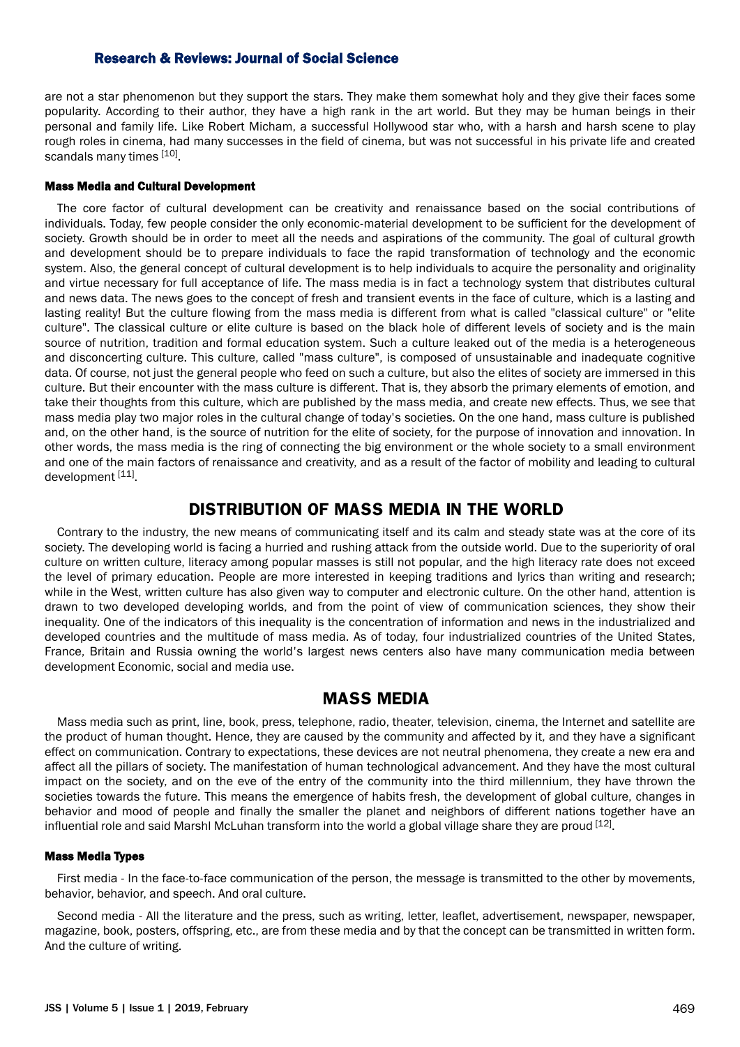are not a star phenomenon but they support the stars. They make them somewhat holy and they give their faces some popularity. According to their author, they have a high rank in the art world. But they may be human beings in their personal and family life. Like Robert Micham, a successful Hollywood star who, with a harsh and harsh scene to play rough roles in cinema, had many successes in the field of cinema, but was not successful in his private life and created scandals many times [10].

#### Mass Media and Cultural Development

The core factor of cultural development can be creativity and renaissance based on the social contributions of individuals. Today, few people consider the only economic-material development to be sufficient for the development of society. Growth should be in order to meet all the needs and aspirations of the community. The goal of cultural growth and development should be to prepare individuals to face the rapid transformation of technology and the economic system. Also, the general concept of cultural development is to help individuals to acquire the personality and originality and virtue necessary for full acceptance of life. The mass media is in fact a technology system that distributes cultural and news data. The news goes to the concept of fresh and transient events in the face of culture, which is a lasting and lasting reality! But the culture flowing from the mass media is different from what is called "classical culture" or "elite culture". The classical culture or elite culture is based on the black hole of different levels of society and is the main source of nutrition, tradition and formal education system. Such a culture leaked out of the media is a heterogeneous and disconcerting culture. This culture, called "mass culture", is composed of unsustainable and inadequate cognitive data. Of course, not just the general people who feed on such a culture, but also the elites of society are immersed in this culture. But their encounter with the mass culture is different. That is, they absorb the primary elements of emotion, and take their thoughts from this culture, which are published by the mass media, and create new effects. Thus, we see that mass media play two major roles in the cultural change of today's societies. On the one hand, mass culture is published and, on the other hand, is the source of nutrition for the elite of society, for the purpose of innovation and innovation. In other words, the mass media is the ring of connecting the big environment or the whole society to a small environment and one of the main factors of renaissance and creativity, and as a result of the factor of mobility and leading to cultural development [11].

## DISTRIBUTION OF MASS MEDIA IN THE WORLD

Contrary to the industry, the new means of communicating itself and its calm and steady state was at the core of its society. The developing world is facing a hurried and rushing attack from the outside world. Due to the superiority of oral culture on written culture, literacy among popular masses is still not popular, and the high literacy rate does not exceed the level of primary education. People are more interested in keeping traditions and lyrics than writing and research; while in the West, written culture has also given way to computer and electronic culture. On the other hand, attention is drawn to two developed developing worlds, and from the point of view of communication sciences, they show their inequality. One of the indicators of this inequality is the concentration of information and news in the industrialized and developed countries and the multitude of mass media. As of today, four industrialized countries of the United States, France, Britain and Russia owning the world's largest news centers also have many communication media between development Economic, social and media use.

## MASS MEDIA

Mass media such as print, line, book, press, telephone, radio, theater, television, cinema, the Internet and satellite are the product of human thought. Hence, they are caused by the community and affected by it, and they have a significant effect on communication. Contrary to expectations, these devices are not neutral phenomena, they create a new era and affect all the pillars of society. The manifestation of human technological advancement. And they have the most cultural impact on the society, and on the eve of the entry of the community into the third millennium, they have thrown the societies towards the future. This means the emergence of habits fresh, the development of global culture, changes in behavior and mood of people and finally the smaller the planet and neighbors of different nations together have an influential role and said Marshl McLuhan transform into the world a global village share they are proud [12].

#### Mass Media Types

First media - In the face-to-face communication of the person, the message is transmitted to the other by movements, behavior, behavior, and speech. And oral culture.

Second media - All the literature and the press, such as writing, letter, leaflet, advertisement, newspaper, newspaper, magazine, book, posters, offspring, etc., are from these media and by that the concept can be transmitted in written form. And the culture of writing.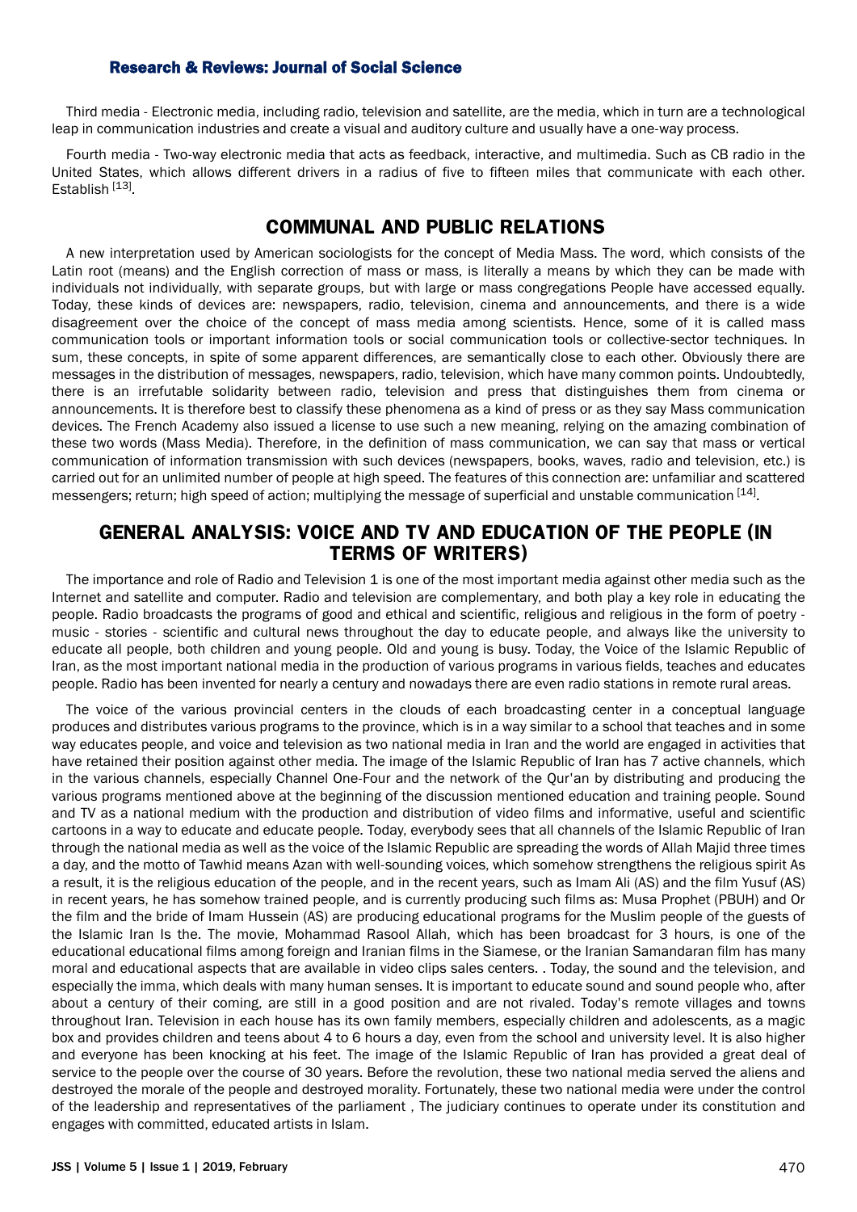Third media - Electronic media, including radio, television and satellite, are the media, which in turn are a technological leap in communication industries and create a visual and auditory culture and usually have a one-way process.

Fourth media - Two-way electronic media that acts as feedback, interactive, and multimedia. Such as CB radio in the United States, which allows different drivers in a radius of five to fifteen miles that communicate with each other. Establish [13].

## COMMUNAL AND PUBLIC RELATIONS

A new interpretation used by American sociologists for the concept of Media Mass. The word, which consists of the Latin root (means) and the English correction of mass or mass, is literally a means by which they can be made with individuals not individually, with separate groups, but with large or mass congregations People have accessed equally. Today, these kinds of devices are: newspapers, radio, television, cinema and announcements, and there is a wide disagreement over the choice of the concept of mass media among scientists. Hence, some of it is called mass communication tools or important information tools or social communication tools or collective-sector techniques. In sum, these concepts, in spite of some apparent differences, are semantically close to each other. Obviously there are messages in the distribution of messages, newspapers, radio, television, which have many common points. Undoubtedly, there is an irrefutable solidarity between radio, television and press that distinguishes them from cinema or announcements. It is therefore best to classify these phenomena as a kind of press or as they say Mass communication devices. The French Academy also issued a license to use such a new meaning, relying on the amazing combination of these two words (Mass Media). Therefore, in the definition of mass communication, we can say that mass or vertical communication of information transmission with such devices (newspapers, books, waves, radio and television, etc.) is carried out for an unlimited number of people at high speed. The features of this connection are: unfamiliar and scattered messengers; return; high speed of action; multiplying the message of superficial and unstable communication [14].

## GENERAL ANALYSIS: VOICE AND TV AND EDUCATION OF THE PEOPLE (IN TERMS OF WRITERS)

The importance and role of Radio and Television 1 is one of the most important media against other media such as the Internet and satellite and computer. Radio and television are complementary, and both play a key role in educating the people. Radio broadcasts the programs of good and ethical and scientific, religious and religious in the form of poetry - music - stories - scientific and cultural news throughout the day to educate people, and always like the university to educate all people, both children and young people. Old and young is busy. Today, the Voice of the Islamic Republic of Iran, as the most important national media in the production of various programs in various fields, teaches and educates people. Radio has been invented for nearly a century and nowadays there are even radio stations in remote rural areas.

The voice of the various provincial centers in the clouds of each broadcasting center in a conceptual language produces and distributes various programs to the province, which is in a way similar to a school that teaches and in some way educates people, and voice and television as two national media in Iran and the world are engaged in activities that have retained their position against other media. The image of the Islamic Republic of Iran has 7 active channels, which in the various channels, especially Channel One-Four and the network of the Qur'an by distributing and producing the various programs mentioned above at the beginning of the discussion mentioned education and training people. Sound and TV as a national medium with the production and distribution of video films and informative, useful and scientific cartoons in a way to educate and educate people. Today, everybody sees that all channels of the Islamic Republic of Iran through the national media as well as the voice of the Islamic Republic are spreading the words of Allah Majid three times a day, and the motto of Tawhid means Azan with well-sounding voices, which somehow strengthens the religious spirit As a result, it is the religious education of the people, and in the recent years, such as Imam Ali (AS) and the film Yusuf (AS) in recent years, he has somehow trained people, and is currently producing such films as: Musa Prophet (PBUH) and Or the film and the bride of Imam Hussein (AS) are producing educational programs for the Muslim people of the guests of the Islamic Iran Is the. The movie, Mohammad Rasool Allah, which has been broadcast for 3 hours, is one of the educational educational films among foreign and Iranian films in the Siamese, or the Iranian Samandaran film has many moral and educational aspects that are available in video clips sales centers. . Today, the sound and the television, and especially the imma, which deals with many human senses. It is important to educate sound and sound people who, after about a century of their coming, are still in a good position and are not rivaled. Today's remote villages and towns throughout Iran. Television in each house has its own family members, especially children and adolescents, as a magic box and provides children and teens about 4 to 6 hours a day, even from the school and university level. It is also higher and everyone has been knocking at his feet. The image of the Islamic Republic of Iran has provided a great deal of service to the people over the course of 30 years. Before the revolution, these two national media served the aliens and destroyed the morale of the people and destroyed morality. Fortunately, these two national media were under the control of the leadership and representatives of the parliament , The judiciary continues to operate under its constitution and engages with committed, educated artists in Islam.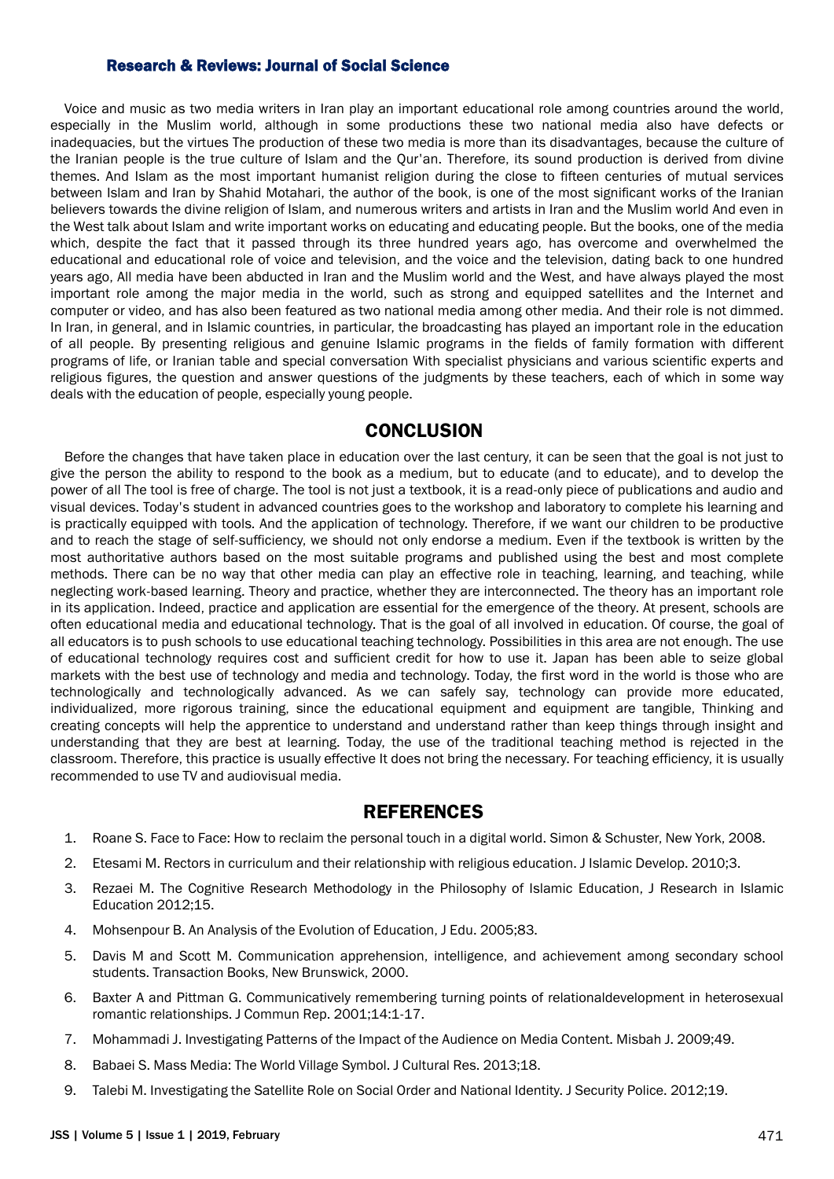Voice and music as two media writers in Iran play an important educational role among countries around the world, especially in the Muslim world, although in some productions these two national media also have defects or inadequacies, but the virtues The production of these two media is more than its disadvantages, because the culture of the Iranian people is the true culture of Islam and the Qur'an. Therefore, its sound production is derived from divine themes. And Islam as the most important humanist religion during the close to fifteen centuries of mutual services between Islam and Iran by Shahid Motahari, the author of the book, is one of the most significant works of the Iranian believers towards the divine religion of Islam, and numerous writers and artists in Iran and the Muslim world And even in the West talk about Islam and write important works on educating and educating people. But the books, one of the media which, despite the fact that it passed through its three hundred years ago, has overcome and overwhelmed the educational and educational role of voice and television, and the voice and the television, dating back to one hundred years ago, All media have been abducted in Iran and the Muslim world and the West, and have always played the most important role among the major media in the world, such as strong and equipped satellites and the Internet and computer or video, and has also been featured as two national media among other media. And their role is not dimmed. In Iran, in general, and in Islamic countries, in particular, the broadcasting has played an important role in the education of all people. By presenting religious and genuine Islamic programs in the fields of family formation with different programs of life, or Iranian table and special conversation With specialist physicians and various scientific experts and religious figures, the question and answer questions of the judgments by these teachers, each of which in some way deals with the education of people, especially young people.

## CONCLUSION

Before the changes that have taken place in education over the last century, it can be seen that the goal is not just to give the person the ability to respond to the book as a medium, but to educate (and to educate), and to develop the power of all The tool is free of charge. The tool is not just a textbook, it is a read-only piece of publications and audio and visual devices. Today's student in advanced countries goes to the workshop and laboratory to complete his learning and is practically equipped with tools. And the application of technology. Therefore, if we want our children to be productive and to reach the stage of self-sufficiency, we should not only endorse a medium. Even if the textbook is written by the most authoritative authors based on the most suitable programs and published using the best and most complete methods. There can be no way that other media can play an effective role in teaching, learning, and teaching, while neglecting work-based learning. Theory and practice, whether they are interconnected. The theory has an important role in its application. Indeed, practice and application are essential for the emergence of the theory. At present, schools are often educational media and educational technology. That is the goal of all involved in education. Of course, the goal of all educators is to push schools to use educational teaching technology. Possibilities in this area are not enough. The use of educational technology requires cost and sufficient credit for how to use it. Japan has been able to seize global markets with the best use of technology and media and technology. Today, the first word in the world is those who are technologically and technologically advanced. As we can safely say, technology can provide more educated, individualized, more rigorous training, since the educational equipment and equipment are tangible, Thinking and creating concepts will help the apprentice to understand and understand rather than keep things through insight and understanding that they are best at learning. Today, the use of the traditional teaching method is rejected in the classroom. Therefore, this practice is usually effective It does not bring the necessary. For teaching efficiency, it is usually recommended to use TV and audiovisual media.

## REFERENCES

1. Roane S. Face to Face: How to reclaim the personal touch in a digital world. Simon & Schuster, New York, 2008.
2. Etesami M. Rectors in curriculum and their relationship with religious education. J Islamic Develop. 2010;3.
3. Rezaei M. The Cognitive Research Methodology in the Philosophy of Islamic Education, J Research in Islamic Education 2012;15.
4. Mohsenpour B. An Analysis of the Evolution of Education, J Edu. 2005;83.
5. Davis M and Scott M. Communication apprehension, intelligence, and achievement among secondary school students. Transaction Books, New Brunswick, 2000.
6. Baxter A and Pittman G. Communicatively remembering turning points of relationaldevelopment in heterosexual romantic relationships. J Commun Rep. 2001;14:1-17.
7. Mohammadi J. Investigating Patterns of the Impact of the Audience on Media Content. Misbah J. 2009;49.
8. Babaei S. Mass Media: The World Village Symbol. J Cultural Res. 2013;18.
9. Talebi M. Investigating the Satellite Role on Social Order and National Identity. J Security Police. 2012;19.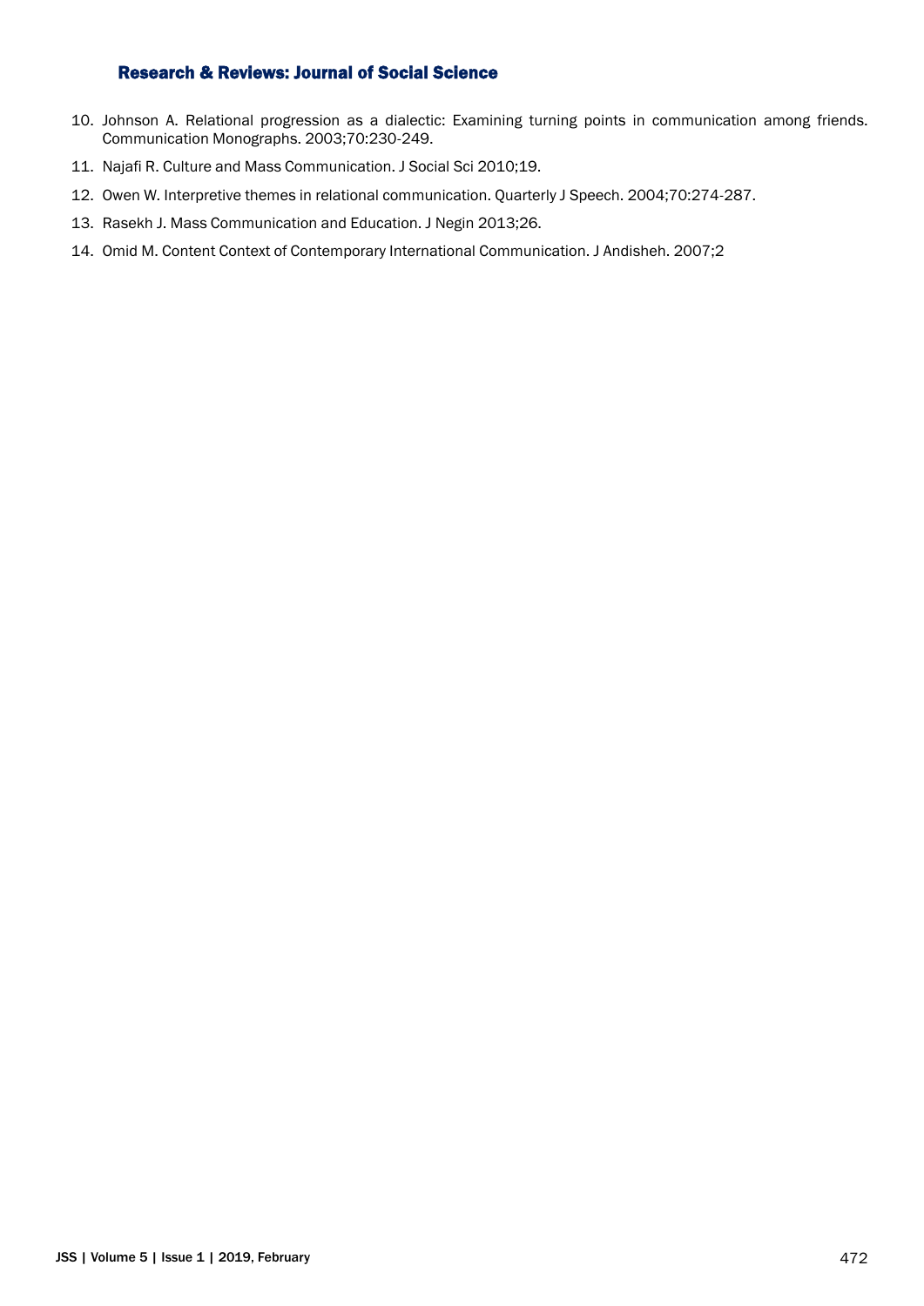10. Johnson A. Relational progression as a dialectic: Examining turning points in communication among friends. Communication Monographs. 2003;70:230-249.
11. Najafi R. Culture and Mass Communication. J Social Sci 2010;19.
12. Owen W. Interpretive themes in relational communication. Quarterly J Speech. 2004;70:274-287.
13. Rasekh J. Mass Communication and Education. J Negin 2013;26.
14. Omid M. Content Context of Contemporary International Communication. J Andisheh. 2007;2